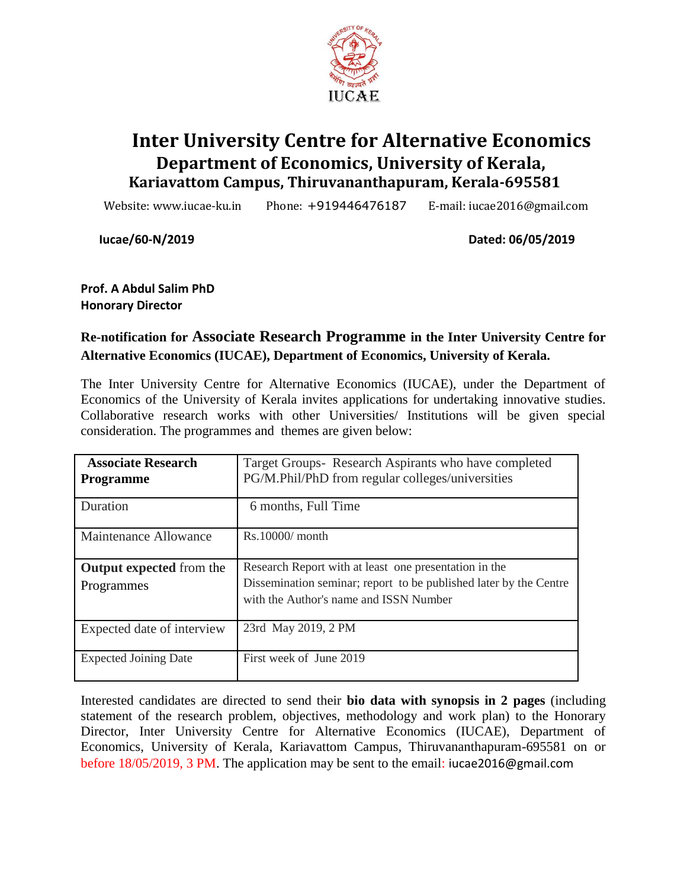# Inter University Centre for Alternative Economics
## Department of Economics, University of Kerala,
### Kariavattom Campus, Thiruvananthapuram, Kerala-695581

Website: www.iucae-ku.in Phone: +919446476187 E-mail: iucae2016@gmail.com

**Iucae/60-N/2019** **Dated: 06/05/2019**

**Prof. A Abdul Salim PhD**
**Honorary Director**

**Re-notification for Associate Research Programme in the Inter University Centre for Alternative Economics (IUCAE), Department of Economics, University of Kerala.**

The Inter University Centre for Alternative Economics (IUCAE), under the Department of Economics of the University of Kerala invites applications for undertaking innovative studies. Collaborative research works with other Universities/ Institutions will be given special consideration. The programmes and themes are given below:

| **Associate Research Programme** | Target Groups- Research Aspirants who have completed PG/M.Phil/PhD from regular colleges/universities |
|---|---|
| Duration | 6 months, Full Time |
| Maintenance Allowance | Rs.10000/ month |
| **Output expected** from the Programmes | Research Report with at least one presentation in the Dissemination seminar; report to be published later by the Centre with the Author's name and ISSN Number |
| Expected date of interview | 23rd May 2019, 2 PM |
| Expected Joining Date | First week of June 2019 |

Interested candidates are directed to send their **bio data with synopsis in 2 pages** (including statement of the research problem, objectives, methodology and work plan) to the Honorary Director, Inter University Centre for Alternative Economics (IUCAE), Department of Economics, University of Kerala, Kariavattom Campus, Thiruvananthapuram-695581 on or before 18/05/2019, 3 PM. The application may be sent to the email: iucae2016@gmail.com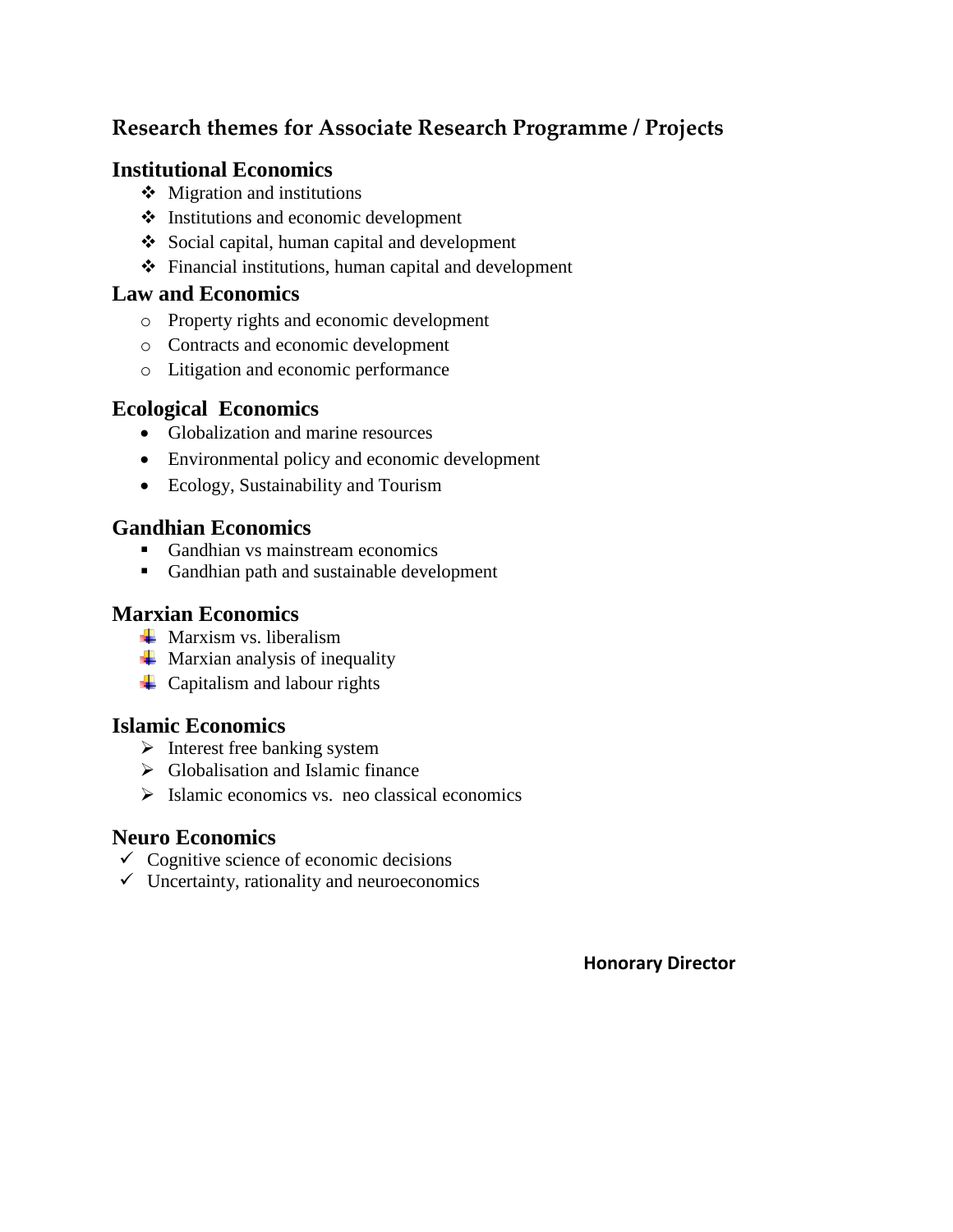## Research themes for Associate Research Programme / Projects

### Institutional Economics

- Migration and institutions
- Institutions and economic development
- Social capital, human capital and development
- Financial institutions, human capital and development

### Law and Economics

- Property rights and economic development
- Contracts and economic development
- Litigation and economic performance

### Ecological Economics

- Globalization and marine resources
- Environmental policy and economic development
- Ecology, Sustainability and Tourism

### Gandhian Economics

- Gandhian vs mainstream economics
- Gandhian path and sustainable development

### Marxian Economics

- Marxism vs. liberalism
- Marxian analysis of inequality
- Capitalism and labour rights

### Islamic Economics

- Interest free banking system
- Globalisation and Islamic finance
- Islamic economics vs. neo classical economics

### Neuro Economics

- Cognitive science of economic decisions
- Uncertainty, rationality and neuroeconomics

**Honorary Director**